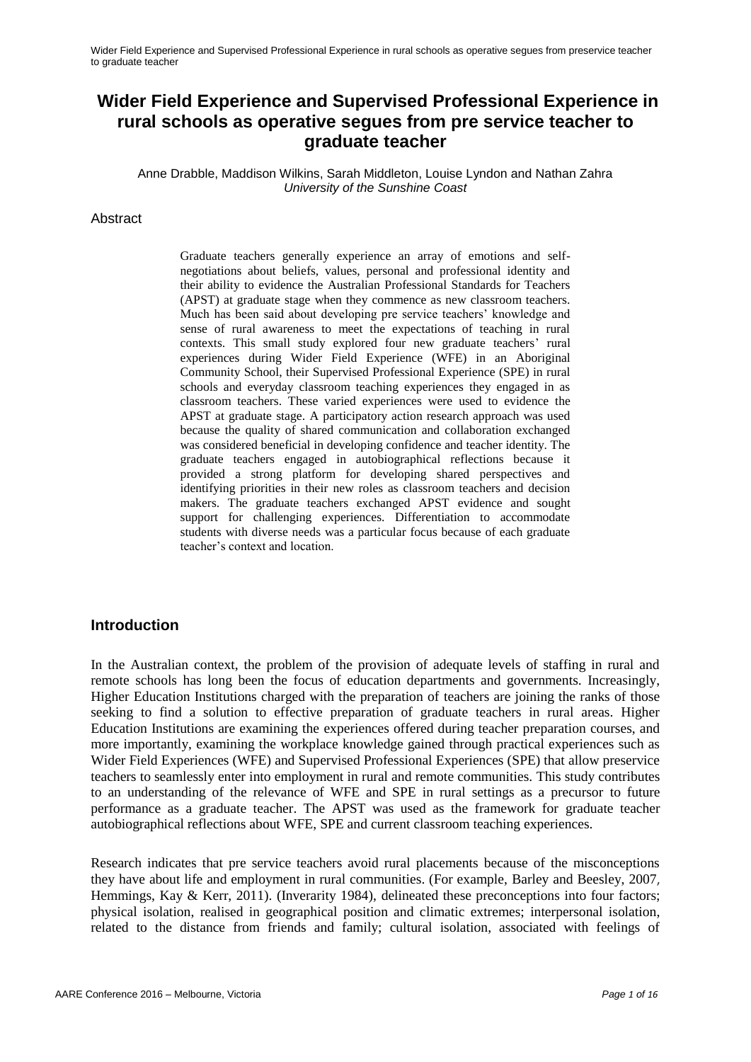# Wider Field Experience and Supervised Professional Experience in rural schools as operative segues from pre service teacher to graduate teacher

Anne Drabble, Maddison Wilkins, Sarah Middleton, Louise Lyndon and Nathan Zahra
*University of the Sunshine Coast*

## Abstract

Graduate teachers generally experience an array of emotions and self-negotiations about beliefs, values, personal and professional identity and their ability to evidence the Australian Professional Standards for Teachers (APST) at graduate stage when they commence as new classroom teachers. Much has been said about developing pre service teachers' knowledge and sense of rural awareness to meet the expectations of teaching in rural contexts. This small study explored four new graduate teachers' rural experiences during Wider Field Experience (WFE) in an Aboriginal Community School, their Supervised Professional Experience (SPE) in rural schools and everyday classroom teaching experiences they engaged in as classroom teachers. These varied experiences were used to evidence the APST at graduate stage. A participatory action research approach was used because the quality of shared communication and collaboration exchanged was considered beneficial in developing confidence and teacher identity. The graduate teachers engaged in autobiographical reflections because it provided a strong platform for developing shared perspectives and identifying priorities in their new roles as classroom teachers and decision makers. The graduate teachers exchanged APST evidence and sought support for challenging experiences. Differentiation to accommodate students with diverse needs was a particular focus because of each graduate teacher's context and location.

## Introduction

In the Australian context, the problem of the provision of adequate levels of staffing in rural and remote schools has long been the focus of education departments and governments. Increasingly, Higher Education Institutions charged with the preparation of teachers are joining the ranks of those seeking to find a solution to effective preparation of graduate teachers in rural areas. Higher Education Institutions are examining the experiences offered during teacher preparation courses, and more importantly, examining the workplace knowledge gained through practical experiences such as Wider Field Experiences (WFE) and Supervised Professional Experiences (SPE) that allow preservice teachers to seamlessly enter into employment in rural and remote communities. This study contributes to an understanding of the relevance of WFE and SPE in rural settings as a precursor to future performance as a graduate teacher. The APST was used as the framework for graduate teacher autobiographical reflections about WFE, SPE and current classroom teaching experiences.

Research indicates that pre service teachers avoid rural placements because of the misconceptions they have about life and employment in rural communities. (For example, Barley and Beesley, 2007, Hemmings, Kay & Kerr, 2011). (Inverarity 1984), delineated these preconceptions into four factors; physical isolation, realised in geographical position and climatic extremes; interpersonal isolation, related to the distance from friends and family; cultural isolation, associated with feelings of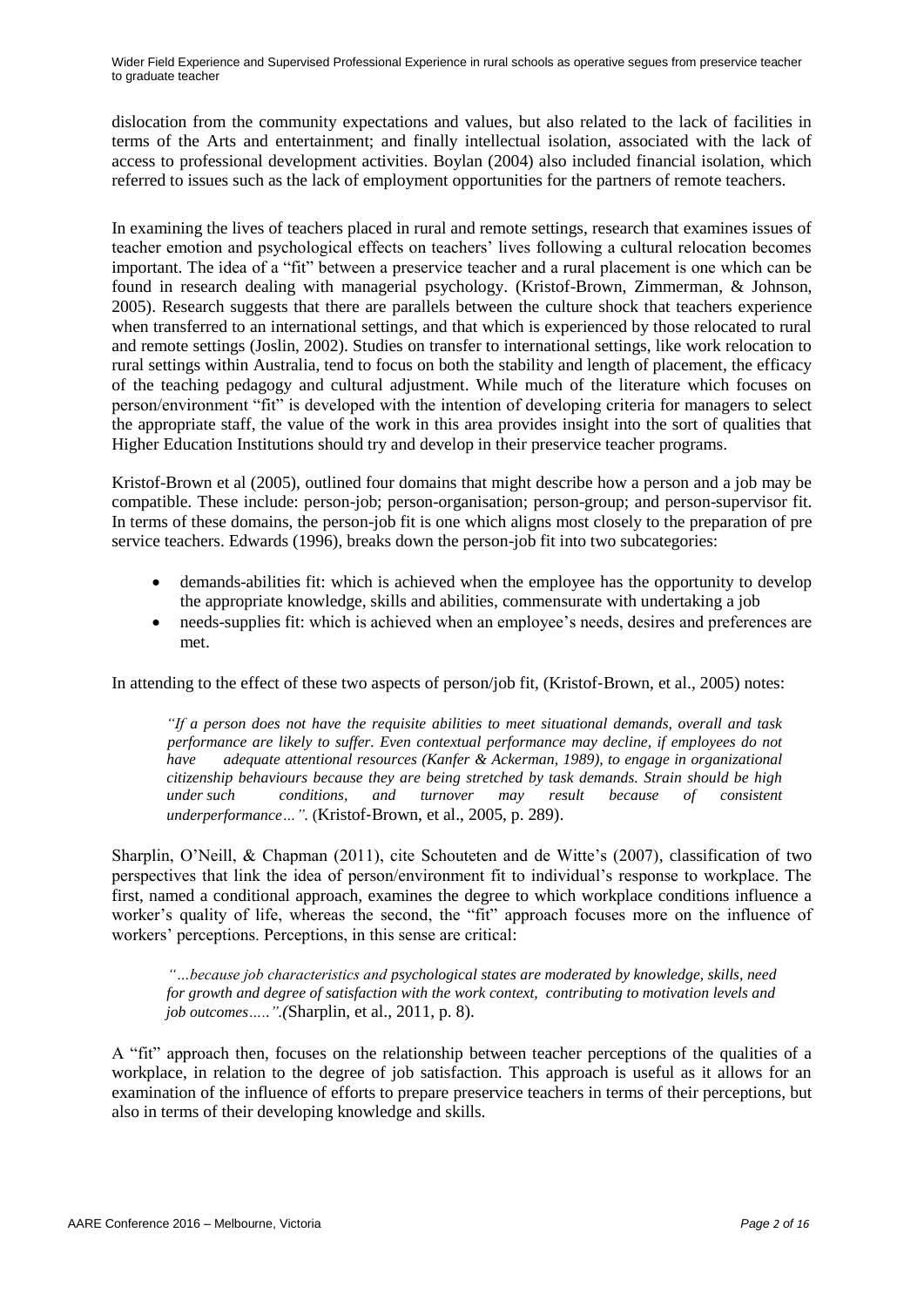dislocation from the community expectations and values, but also related to the lack of facilities in terms of the Arts and entertainment; and finally intellectual isolation, associated with the lack of access to professional development activities. Boylan (2004) also included financial isolation, which referred to issues such as the lack of employment opportunities for the partners of remote teachers.

In examining the lives of teachers placed in rural and remote settings, research that examines issues of teacher emotion and psychological effects on teachers' lives following a cultural relocation becomes important. The idea of a "fit" between a preservice teacher and a rural placement is one which can be found in research dealing with managerial psychology. (Kristof-Brown, Zimmerman, & Johnson, 2005). Research suggests that there are parallels between the culture shock that teachers experience when transferred to an international settings, and that which is experienced by those relocated to rural and remote settings (Joslin, 2002). Studies on transfer to international settings, like work relocation to rural settings within Australia, tend to focus on both the stability and length of placement, the efficacy of the teaching pedagogy and cultural adjustment. While much of the literature which focuses on person/environment "fit" is developed with the intention of developing criteria for managers to select the appropriate staff, the value of the work in this area provides insight into the sort of qualities that Higher Education Institutions should try and develop in their preservice teacher programs.

Kristof-Brown et al (2005), outlined four domains that might describe how a person and a job may be compatible. These include: person-job; person-organisation; person-group; and person-supervisor fit. In terms of these domains, the person-job fit is one which aligns most closely to the preparation of pre service teachers. Edwards (1996), breaks down the person-job fit into two subcategories:

- demands-abilities fit: which is achieved when the employee has the opportunity to develop the appropriate knowledge, skills and abilities, commensurate with undertaking a job
- needs-supplies fit: which is achieved when an employee's needs, desires and preferences are met.

In attending to the effect of these two aspects of person/job fit, (Kristof-Brown, et al., 2005) notes:

> *"If a person does not have the requisite abilities to meet situational demands, overall and task performance are likely to suffer. Even contextual performance may decline, if employees do not have adequate attentional resources (Kanfer & Ackerman, 1989), to engage in organizational citizenship behaviours because they are being stretched by task demands. Strain should be high under such conditions, and turnover may result because of consistent underperformance…".* (Kristof-Brown, et al., 2005, p. 289).

Sharplin, O'Neill, & Chapman (2011), cite Schouteten and de Witte's (2007), classification of two perspectives that link the idea of person/environment fit to individual's response to workplace. The first, named a conditional approach, examines the degree to which workplace conditions influence a worker's quality of life, whereas the second, the "fit" approach focuses more on the influence of workers' perceptions. Perceptions, in this sense are critical:

> *"…because job characteristics and psychological states are moderated by knowledge, skills, need for growth and degree of satisfaction with the work context, contributing to motivation levels and job outcomes…..".(*Sharplin, et al., 2011, p. 8).

A "fit" approach then, focuses on the relationship between teacher perceptions of the qualities of a workplace, in relation to the degree of job satisfaction. This approach is useful as it allows for an examination of the influence of efforts to prepare preservice teachers in terms of their perceptions, but also in terms of their developing knowledge and skills.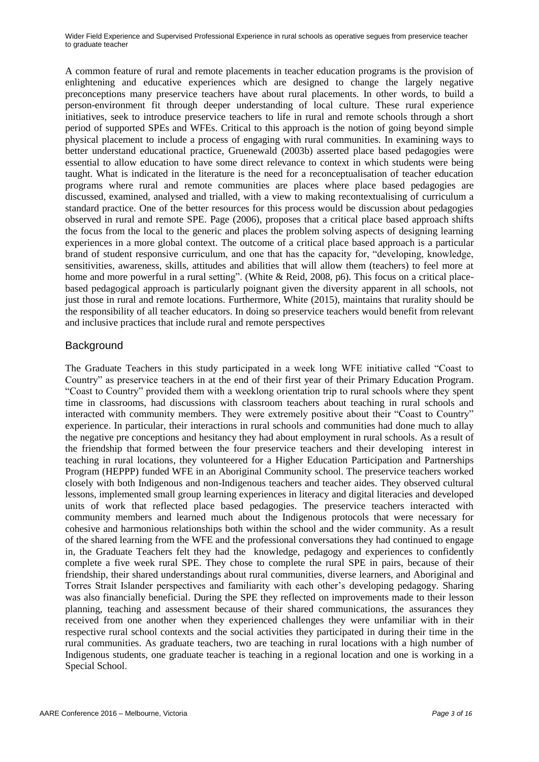A common feature of rural and remote placements in teacher education programs is the provision of enlightening and educative experiences which are designed to change the largely negative preconceptions many preservice teachers have about rural placements. In other words, to build a person-environment fit through deeper understanding of local culture. These rural experience initiatives, seek to introduce preservice teachers to life in rural and remote schools through a short period of supported SPEs and WFEs. Critical to this approach is the notion of going beyond simple physical placement to include a process of engaging with rural communities. In examining ways to better understand educational practice, Gruenewald (2003b) asserted place based pedagogies were essential to allow education to have some direct relevance to context in which students were being taught. What is indicated in the literature is the need for a reconceptualisation of teacher education programs where rural and remote communities are places where place based pedagogies are discussed, examined, analysed and trialled, with a view to making recontextualising of curriculum a standard practice. One of the better resources for this process would be discussion about pedagogies observed in rural and remote SPE. Page (2006), proposes that a critical place based approach shifts the focus from the local to the generic and places the problem solving aspects of designing learning experiences in a more global context. The outcome of a critical place based approach is a particular brand of student responsive curriculum, and one that has the capacity for, "developing, knowledge, sensitivities, awareness, skills, attitudes and abilities that will allow them (teachers) to feel more at home and more powerful in a rural setting". (White & Reid, 2008, p6). This focus on a critical place-based pedagogical approach is particularly poignant given the diversity apparent in all schools, not just those in rural and remote locations. Furthermore, White (2015), maintains that rurality should be the responsibility of all teacher educators. In doing so preservice teachers would benefit from relevant and inclusive practices that include rural and remote perspectives

## Background

The Graduate Teachers in this study participated in a week long WFE initiative called "Coast to Country" as preservice teachers in at the end of their first year of their Primary Education Program. "Coast to Country" provided them with a weeklong orientation trip to rural schools where they spent time in classrooms, had discussions with classroom teachers about teaching in rural schools and interacted with community members. They were extremely positive about their "Coast to Country" experience. In particular, their interactions in rural schools and communities had done much to allay the negative pre conceptions and hesitancy they had about employment in rural schools. As a result of the friendship that formed between the four preservice teachers and their developing interest in teaching in rural locations, they volunteered for a Higher Education Participation and Partnerships Program (HEPPP) funded WFE in an Aboriginal Community school. The preservice teachers worked closely with both Indigenous and non-Indigenous teachers and teacher aides. They observed cultural lessons, implemented small group learning experiences in literacy and digital literacies and developed units of work that reflected place based pedagogies. The preservice teachers interacted with community members and learned much about the Indigenous protocols that were necessary for cohesive and harmonious relationships both within the school and the wider community. As a result of the shared learning from the WFE and the professional conversations they had continued to engage in, the Graduate Teachers felt they had the knowledge, pedagogy and experiences to confidently complete a five week rural SPE. They chose to complete the rural SPE in pairs, because of their friendship, their shared understandings about rural communities, diverse learners, and Aboriginal and Torres Strait Islander perspectives and familiarity with each other's developing pedagogy. Sharing was also financially beneficial. During the SPE they reflected on improvements made to their lesson planning, teaching and assessment because of their shared communications, the assurances they received from one another when they experienced challenges they were unfamiliar with in their respective rural school contexts and the social activities they participated in during their time in the rural communities. As graduate teachers, two are teaching in rural locations with a high number of Indigenous students, one graduate teacher is teaching in a regional location and one is working in a Special School.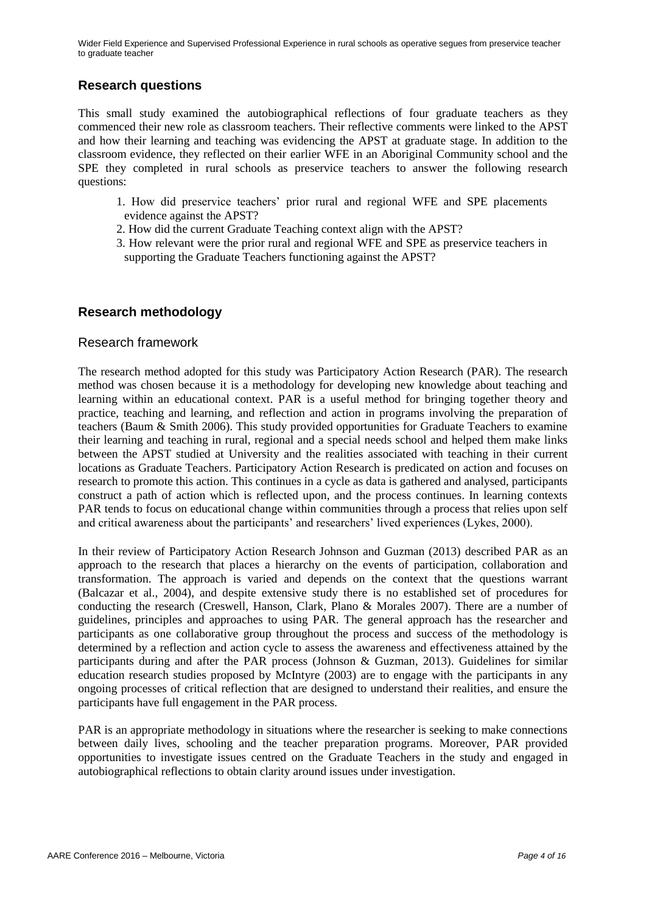## Research questions

This small study examined the autobiographical reflections of four graduate teachers as they commenced their new role as classroom teachers. Their reflective comments were linked to the APST and how their learning and teaching was evidencing the APST at graduate stage. In addition to the classroom evidence, they reflected on their earlier WFE in an Aboriginal Community school and the SPE they completed in rural schools as preservice teachers to answer the following research questions:

1. How did preservice teachers' prior rural and regional WFE and SPE placements evidence against the APST?
2. How did the current Graduate Teaching context align with the APST?
3. How relevant were the prior rural and regional WFE and SPE as preservice teachers in supporting the Graduate Teachers functioning against the APST?

## Research methodology

### Research framework

The research method adopted for this study was Participatory Action Research (PAR). The research method was chosen because it is a methodology for developing new knowledge about teaching and learning within an educational context. PAR is a useful method for bringing together theory and practice, teaching and learning, and reflection and action in programs involving the preparation of teachers (Baum & Smith 2006). This study provided opportunities for Graduate Teachers to examine their learning and teaching in rural, regional and a special needs school and helped them make links between the APST studied at University and the realities associated with teaching in their current locations as Graduate Teachers. Participatory Action Research is predicated on action and focuses on research to promote this action. This continues in a cycle as data is gathered and analysed, participants construct a path of action which is reflected upon, and the process continues. In learning contexts PAR tends to focus on educational change within communities through a process that relies upon self and critical awareness about the participants' and researchers' lived experiences (Lykes, 2000).

In their review of Participatory Action Research Johnson and Guzman (2013) described PAR as an approach to the research that places a hierarchy on the events of participation, collaboration and transformation. The approach is varied and depends on the context that the questions warrant (Balcazar et al., 2004), and despite extensive study there is no established set of procedures for conducting the research (Creswell, Hanson, Clark, Plano & Morales 2007). There are a number of guidelines, principles and approaches to using PAR. The general approach has the researcher and participants as one collaborative group throughout the process and success of the methodology is determined by a reflection and action cycle to assess the awareness and effectiveness attained by the participants during and after the PAR process (Johnson & Guzman, 2013). Guidelines for similar education research studies proposed by McIntyre (2003) are to engage with the participants in any ongoing processes of critical reflection that are designed to understand their realities, and ensure the participants have full engagement in the PAR process.

PAR is an appropriate methodology in situations where the researcher is seeking to make connections between daily lives, schooling and the teacher preparation programs. Moreover, PAR provided opportunities to investigate issues centred on the Graduate Teachers in the study and engaged in autobiographical reflections to obtain clarity around issues under investigation.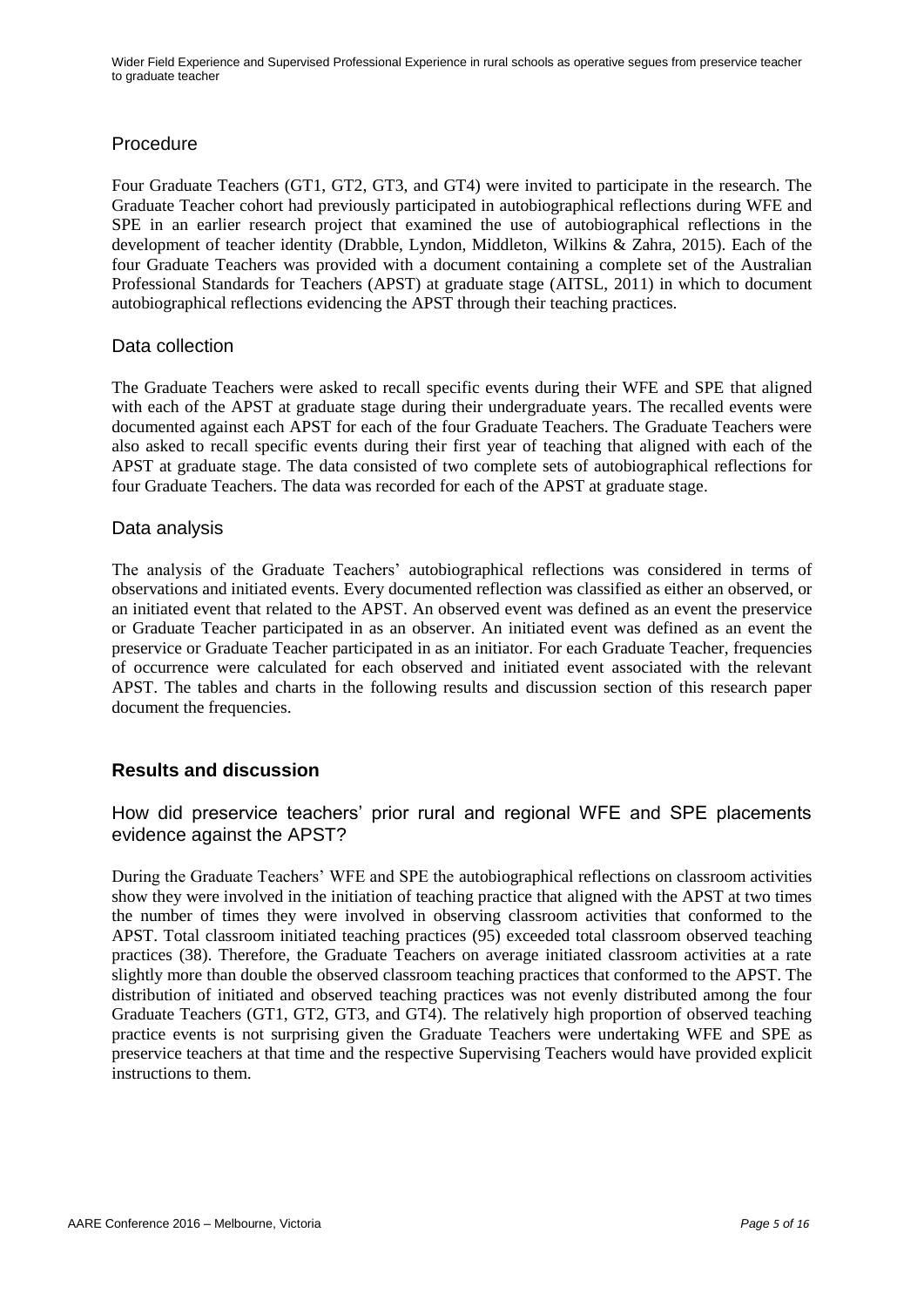### Procedure

Four Graduate Teachers (GT1, GT2, GT3, and GT4) were invited to participate in the research. The Graduate Teacher cohort had previously participated in autobiographical reflections during WFE and SPE in an earlier research project that examined the use of autobiographical reflections in the development of teacher identity (Drabble, Lyndon, Middleton, Wilkins & Zahra, 2015). Each of the four Graduate Teachers was provided with a document containing a complete set of the Australian Professional Standards for Teachers (APST) at graduate stage (AITSL, 2011) in which to document autobiographical reflections evidencing the APST through their teaching practices.

### Data collection

The Graduate Teachers were asked to recall specific events during their WFE and SPE that aligned with each of the APST at graduate stage during their undergraduate years. The recalled events were documented against each APST for each of the four Graduate Teachers. The Graduate Teachers were also asked to recall specific events during their first year of teaching that aligned with each of the APST at graduate stage. The data consisted of two complete sets of autobiographical reflections for four Graduate Teachers. The data was recorded for each of the APST at graduate stage.

### Data analysis

The analysis of the Graduate Teachers' autobiographical reflections was considered in terms of observations and initiated events. Every documented reflection was classified as either an observed, or an initiated event that related to the APST. An observed event was defined as an event the preservice or Graduate Teacher participated in as an observer. An initiated event was defined as an event the preservice or Graduate Teacher participated in as an initiator. For each Graduate Teacher, frequencies of occurrence were calculated for each observed and initiated event associated with the relevant APST. The tables and charts in the following results and discussion section of this research paper document the frequencies.

## Results and discussion

### How did preservice teachers' prior rural and regional WFE and SPE placements evidence against the APST?

During the Graduate Teachers' WFE and SPE the autobiographical reflections on classroom activities show they were involved in the initiation of teaching practice that aligned with the APST at two times the number of times they were involved in observing classroom activities that conformed to the APST. Total classroom initiated teaching practices (95) exceeded total classroom observed teaching practices (38). Therefore, the Graduate Teachers on average initiated classroom activities at a rate slightly more than double the observed classroom teaching practices that conformed to the APST. The distribution of initiated and observed teaching practices was not evenly distributed among the four Graduate Teachers (GT1, GT2, GT3, and GT4). The relatively high proportion of observed teaching practice events is not surprising given the Graduate Teachers were undertaking WFE and SPE as preservice teachers at that time and the respective Supervising Teachers would have provided explicit instructions to them.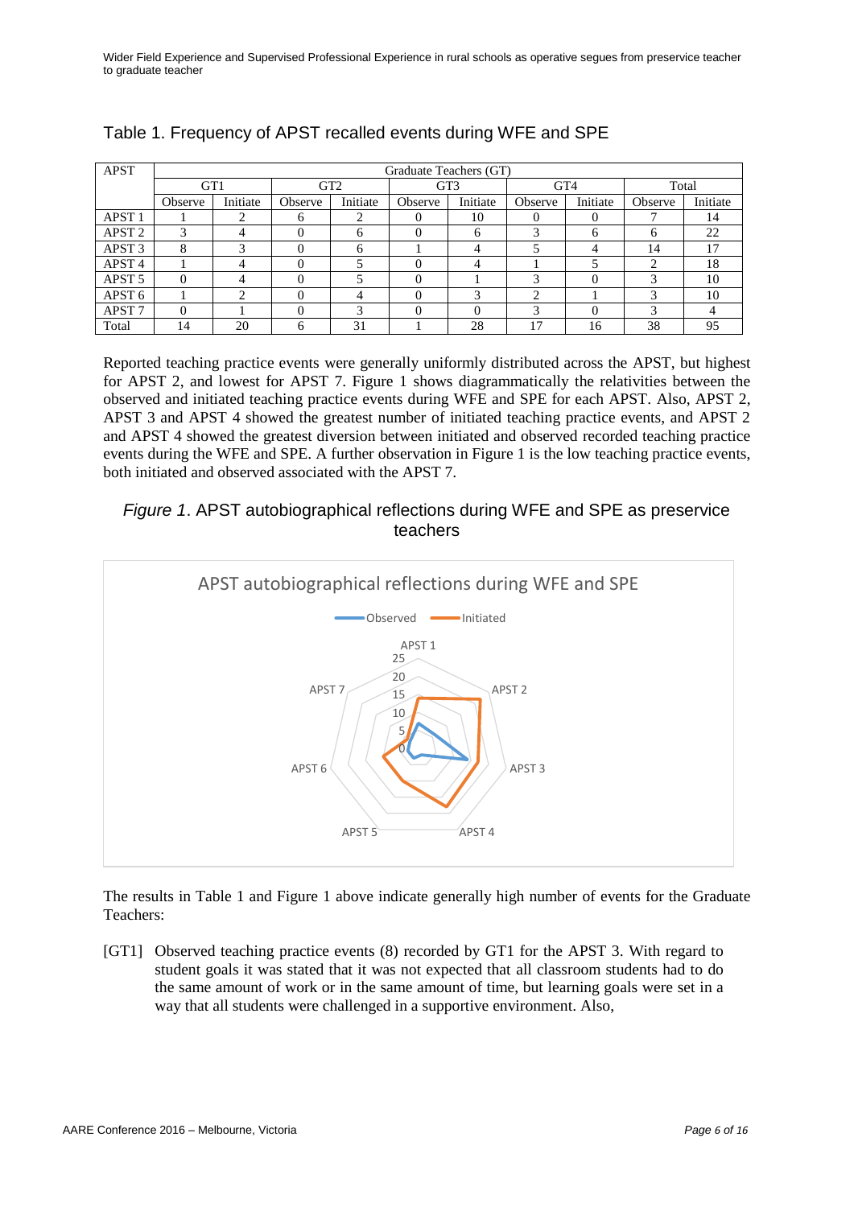## Table 1. Frequency of APST recalled events during WFE and SPE

| APST | Graduate Teachers (GT) | | | | | | | | | |
|---|---|---|---|---|---|---|---|---|---|---|
| | GT1 | | GT2 | | GT3 | | GT4 | | Total | |
| | Observe | Initiate | Observe | Initiate | Observe | Initiate | Observe | Initiate | Observe | Initiate |
| APST 1 | 1 | 2 | 6 | 2 | 0 | 10 | 0 | 0 | 7 | 14 |
| APST 2 | 3 | 4 | 0 | 6 | 0 | 6 | 3 | 6 | 6 | 22 |
| APST 3 | 8 | 3 | 0 | 6 | 1 | 4 | 5 | 4 | 14 | 17 |
| APST 4 | 1 | 4 | 0 | 5 | 0 | 4 | 1 | 5 | 2 | 18 |
| APST 5 | 0 | 4 | 0 | 5 | 0 | 1 | 3 | 0 | 3 | 10 |
| APST 6 | 1 | 2 | 0 | 4 | 0 | 3 | 2 | 1 | 3 | 10 |
| APST 7 | 0 | 1 | 0 | 3 | 0 | 0 | 3 | 0 | 3 | 4 |
| Total | 14 | 20 | 6 | 31 | 1 | 28 | 17 | 16 | 38 | 95 |

Reported teaching practice events were generally uniformly distributed across the APST, but highest for APST 2, and lowest for APST 7. Figure 1 shows diagrammatically the relativities between the observed and initiated teaching practice events during WFE and SPE for each APST. Also, APST 2, APST 3 and APST 4 showed the greatest number of initiated teaching practice events, and APST 2 and APST 4 showed the greatest diversion between initiated and observed recorded teaching practice events during the WFE and SPE. A further observation in Figure 1 is the low teaching practice events, both initiated and observed associated with the APST 7.

*Figure 1*. APST autobiographical reflections during WFE and SPE as preservice teachers

The results in Table 1 and Figure 1 above indicate generally high number of events for the Graduate Teachers:

[GT1] Observed teaching practice events (8) recorded by GT1 for the APST 3. With regard to student goals it was stated that it was not expected that all classroom students had to do the same amount of work or in the same amount of time, but learning goals were set in a way that all students were challenged in a supportive environment. Also,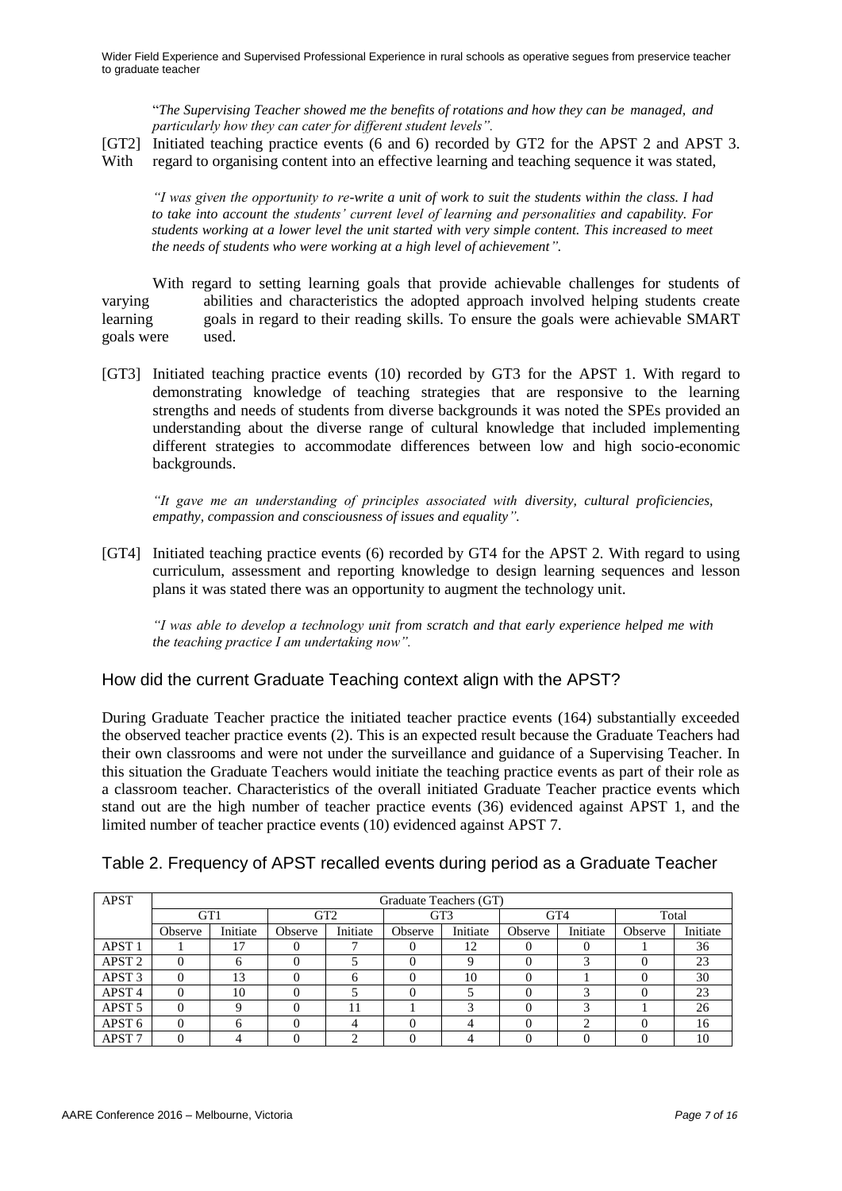*"The Supervising Teacher showed me the benefits of rotations and how they can be managed, and particularly how they can cater for different student levels".*

[GT2] Initiated teaching practice events (6 and 6) recorded by GT2 for the APST 2 and APST 3. With regard to organising content into an effective learning and teaching sequence it was stated,

*"I was given the opportunity to re-write a unit of work to suit the students within the class. I had to take into account the students' current level of learning and personalities and capability. For students working at a lower level the unit started with very simple content. This increased to meet the needs of students who were working at a high level of achievement".*

With regard to setting learning goals that provide achievable challenges for students of varying abilities and characteristics the adopted approach involved helping students create learning goals in regard to their reading skills. To ensure the goals were achievable SMART goals were used.

[GT3] Initiated teaching practice events (10) recorded by GT3 for the APST 1. With regard to demonstrating knowledge of teaching strategies that are responsive to the learning strengths and needs of students from diverse backgrounds it was noted the SPEs provided an understanding about the diverse range of cultural knowledge that included implementing different strategies to accommodate differences between low and high socio-economic backgrounds.

*"It gave me an understanding of principles associated with diversity, cultural proficiencies, empathy, compassion and consciousness of issues and equality".*

[GT4] Initiated teaching practice events (6) recorded by GT4 for the APST 2. With regard to using curriculum, assessment and reporting knowledge to design learning sequences and lesson plans it was stated there was an opportunity to augment the technology unit.

*"I was able to develop a technology unit from scratch and that early experience helped me with the teaching practice I am undertaking now".*

## How did the current Graduate Teaching context align with the APST?

During Graduate Teacher practice the initiated teacher practice events (164) substantially exceeded the observed teacher practice events (2). This is an expected result because the Graduate Teachers had their own classrooms and were not under the surveillance and guidance of a Supervising Teacher. In this situation the Graduate Teachers would initiate the teaching practice events as part of their role as a classroom teacher. Characteristics of the overall initiated Graduate Teacher practice events which stand out are the high number of teacher practice events (36) evidenced against APST 1, and the limited number of teacher practice events (10) evidenced against APST 7.

Table 2. Frequency of APST recalled events during period as a Graduate Teacher

| APST | Graduate Teachers (GT) | | | | | | | | | |
|---|---|---|---|---|---|---|---|---|---|---|
| | GT1 | | GT2 | | GT3 | | GT4 | | Total | |
| | Observe | Initiate | Observe | Initiate | Observe | Initiate | Observe | Initiate | Observe | Initiate |
| APST 1 | 1 | 17 | 0 | 7 | 0 | 12 | 0 | 0 | 1 | 36 |
| APST 2 | 0 | 6 | 0 | 5 | 0 | 9 | 0 | 3 | 0 | 23 |
| APST 3 | 0 | 13 | 0 | 6 | 0 | 10 | 0 | 1 | 0 | 30 |
| APST 4 | 0 | 10 | 0 | 5 | 0 | 5 | 0 | 3 | 0 | 23 |
| APST 5 | 0 | 9 | 0 | 11 | 1 | 3 | 0 | 3 | 1 | 26 |
| APST 6 | 0 | 6 | 0 | 4 | 0 | 4 | 0 | 2 | 0 | 16 |
| APST 7 | 0 | 4 | 0 | 2 | 0 | 4 | 0 | 0 | 0 | 10 |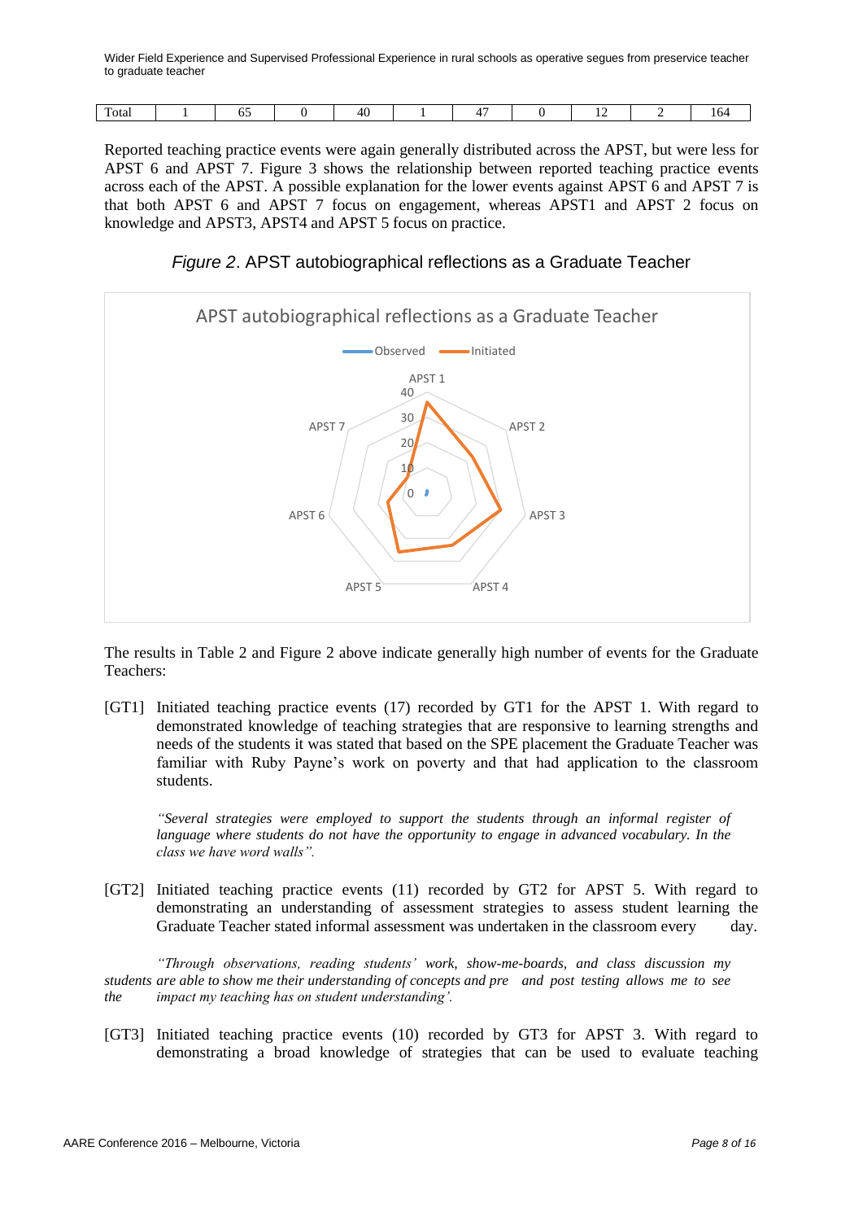| Total | 1 | 65 | 0 | 40 | 1 | 47 | 0 | 12 | 2 | 164 |
|---|---|---|---|---|---|---|---|---|---|---|

Reported teaching practice events were again generally distributed across the APST, but were less for APST 6 and APST 7. Figure 3 shows the relationship between reported teaching practice events across each of the APST. A possible explanation for the lower events against APST 6 and APST 7 is that both APST 6 and APST 7 focus on engagement, whereas APST1 and APST 2 focus on knowledge and APST3, APST4 and APST 5 focus on practice.

*Figure 2*. APST autobiographical reflections as a Graduate Teacher

The results in Table 2 and Figure 2 above indicate generally high number of events for the Graduate Teachers:

[GT1] Initiated teaching practice events (17) recorded by GT1 for the APST 1. With regard to demonstrated knowledge of teaching strategies that are responsive to learning strengths and needs of the students it was stated that based on the SPE placement the Graduate Teacher was familiar with Ruby Payne's work on poverty and that had application to the classroom students.

> *"Several strategies were employed to support the students through an informal register of language where students do not have the opportunity to engage in advanced vocabulary. In the class we have word walls".*

[GT2] Initiated teaching practice events (11) recorded by GT2 for APST 5. With regard to demonstrating an understanding of assessment strategies to assess student learning the Graduate Teacher stated informal assessment was undertaken in the classroom every day.

> *"Through observations, reading students' work, show-me-boards, and class discussion my students are able to show me their understanding of concepts and pre and post testing allows me to see the impact my teaching has on student understanding'.*

[GT3] Initiated teaching practice events (10) recorded by GT3 for APST 3. With regard to demonstrating a broad knowledge of strategies that can be used to evaluate teaching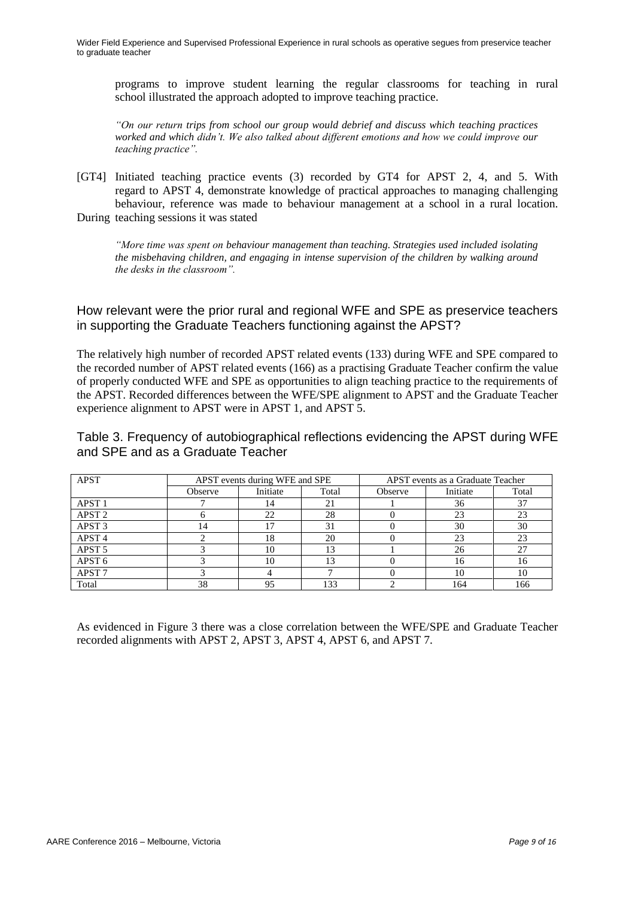programs to improve student learning the regular classrooms for teaching in rural school illustrated the approach adopted to improve teaching practice.

*"On our return trips from school our group would debrief and discuss which teaching practices worked and which didn't. We also talked about different emotions and how we could improve our teaching practice".*

[GT4] Initiated teaching practice events (3) recorded by GT4 for APST 2, 4, and 5. With regard to APST 4, demonstrate knowledge of practical approaches to managing challenging behaviour, reference was made to behaviour management at a school in a rural location. During teaching sessions it was stated

*"More time was spent on behaviour management than teaching. Strategies used included isolating the misbehaving children, and engaging in intense supervision of the children by walking around the desks in the classroom".*

## How relevant were the prior rural and regional WFE and SPE as preservice teachers in supporting the Graduate Teachers functioning against the APST?

The relatively high number of recorded APST related events (133) during WFE and SPE compared to the recorded number of APST related events (166) as a practising Graduate Teacher confirm the value of properly conducted WFE and SPE as opportunities to align teaching practice to the requirements of the APST. Recorded differences between the WFE/SPE alignment to APST and the Graduate Teacher experience alignment to APST were in APST 1, and APST 5.

## Table 3. Frequency of autobiographical reflections evidencing the APST during WFE and SPE and as a Graduate Teacher

| APST | APST events during WFE and SPE | | | APST events as a Graduate Teacher | | |
|---|---|---|---|---|---|---|
| | Observe | Initiate | Total | Observe | Initiate | Total |
| APST 1 | 7 | 14 | 21 | 1 | 36 | 37 |
| APST 2 | 6 | 22 | 28 | 0 | 23 | 23 |
| APST 3 | 14 | 17 | 31 | 0 | 30 | 30 |
| APST 4 | 2 | 18 | 20 | 0 | 23 | 23 |
| APST 5 | 3 | 10 | 13 | 1 | 26 | 27 |
| APST 6 | 3 | 10 | 13 | 0 | 16 | 16 |
| APST 7 | 3 | 4 | 7 | 0 | 10 | 10 |
| Total | 38 | 95 | 133 | 2 | 164 | 166 |

As evidenced in Figure 3 there was a close correlation between the WFE/SPE and Graduate Teacher recorded alignments with APST 2, APST 3, APST 4, APST 6, and APST 7.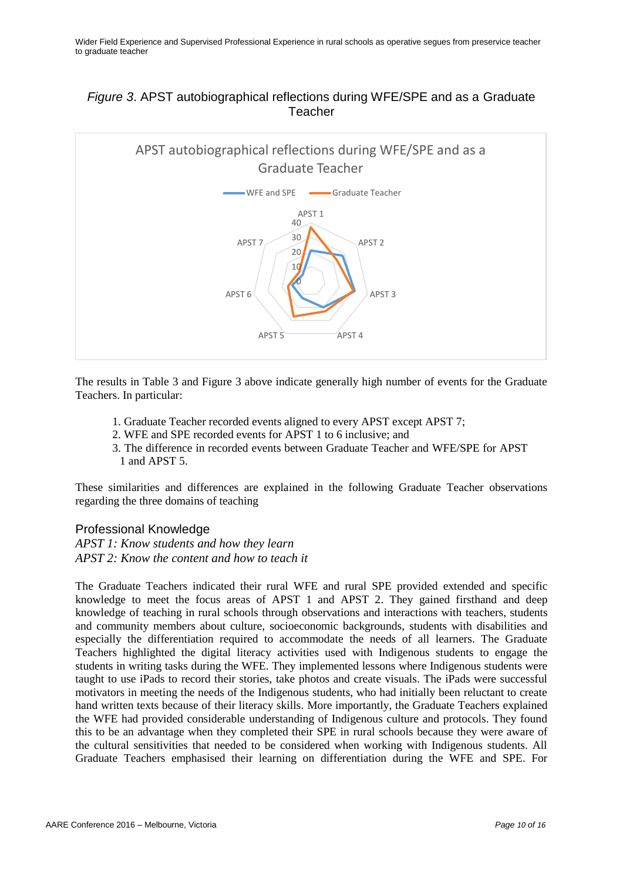*Figure 3*. APST autobiographical reflections during WFE/SPE and as a Graduate Teacher

The results in Table 3 and Figure 3 above indicate generally high number of events for the Graduate Teachers. In particular:

1. Graduate Teacher recorded events aligned to every APST except APST 7;
2. WFE and SPE recorded events for APST 1 to 6 inclusive; and
3. The difference in recorded events between Graduate Teacher and WFE/SPE for APST 1 and APST 5.

These similarities and differences are explained in the following Graduate Teacher observations regarding the three domains of teaching

### Professional Knowledge

*APST 1: Know students and how they learn*
*APST 2: Know the content and how to teach it*

The Graduate Teachers indicated their rural WFE and rural SPE provided extended and specific knowledge to meet the focus areas of APST 1 and APST 2. They gained firsthand and deep knowledge of teaching in rural schools through observations and interactions with teachers, students and community members about culture, socioeconomic backgrounds, students with disabilities and especially the differentiation required to accommodate the needs of all learners. The Graduate Teachers highlighted the digital literacy activities used with Indigenous students to engage the students in writing tasks during the WFE. They implemented lessons where Indigenous students were taught to use iPads to record their stories, take photos and create visuals. The iPads were successful motivators in meeting the needs of the Indigenous students, who had initially been reluctant to create hand written texts because of their literacy skills. More importantly, the Graduate Teachers explained the WFE had provided considerable understanding of Indigenous culture and protocols. They found this to be an advantage when they completed their SPE in rural schools because they were aware of the cultural sensitivities that needed to be considered when working with Indigenous students. All Graduate Teachers emphasised their learning on differentiation during the WFE and SPE. For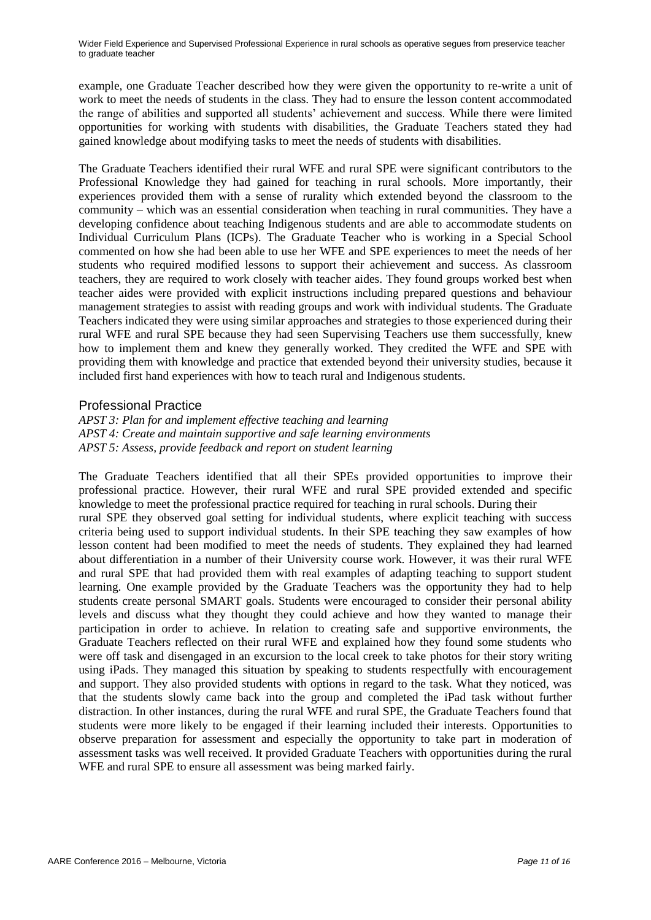example, one Graduate Teacher described how they were given the opportunity to re-write a unit of work to meet the needs of students in the class. They had to ensure the lesson content accommodated the range of abilities and supported all students' achievement and success. While there were limited opportunities for working with students with disabilities, the Graduate Teachers stated they had gained knowledge about modifying tasks to meet the needs of students with disabilities.

The Graduate Teachers identified their rural WFE and rural SPE were significant contributors to the Professional Knowledge they had gained for teaching in rural schools. More importantly, their experiences provided them with a sense of rurality which extended beyond the classroom to the community – which was an essential consideration when teaching in rural communities. They have a developing confidence about teaching Indigenous students and are able to accommodate students on Individual Curriculum Plans (ICPs). The Graduate Teacher who is working in a Special School commented on how she had been able to use her WFE and SPE experiences to meet the needs of her students who required modified lessons to support their achievement and success. As classroom teachers, they are required to work closely with teacher aides. They found groups worked best when teacher aides were provided with explicit instructions including prepared questions and behaviour management strategies to assist with reading groups and work with individual students. The Graduate Teachers indicated they were using similar approaches and strategies to those experienced during their rural WFE and rural SPE because they had seen Supervising Teachers use them successfully, knew how to implement them and knew they generally worked. They credited the WFE and SPE with providing them with knowledge and practice that extended beyond their university studies, because it included first hand experiences with how to teach rural and Indigenous students.

## Professional Practice

*APST 3: Plan for and implement effective teaching and learning*
*APST 4: Create and maintain supportive and safe learning environments*
*APST 5: Assess, provide feedback and report on student learning*

The Graduate Teachers identified that all their SPEs provided opportunities to improve their professional practice. However, their rural WFE and rural SPE provided extended and specific knowledge to meet the professional practice required for teaching in rural schools. During their rural SPE they observed goal setting for individual students, where explicit teaching with success criteria being used to support individual students. In their SPE teaching they saw examples of how lesson content had been modified to meet the needs of students. They explained they had learned about differentiation in a number of their University course work. However, it was their rural WFE and rural SPE that had provided them with real examples of adapting teaching to support student learning. One example provided by the Graduate Teachers was the opportunity they had to help students create personal SMART goals. Students were encouraged to consider their personal ability levels and discuss what they thought they could achieve and how they wanted to manage their participation in order to achieve. In relation to creating safe and supportive environments, the Graduate Teachers reflected on their rural WFE and explained how they found some students who were off task and disengaged in an excursion to the local creek to take photos for their story writing using iPads. They managed this situation by speaking to students respectfully with encouragement and support. They also provided students with options in regard to the task. What they noticed, was that the students slowly came back into the group and completed the iPad task without further distraction. In other instances, during the rural WFE and rural SPE, the Graduate Teachers found that students were more likely to be engaged if their learning included their interests. Opportunities to observe preparation for assessment and especially the opportunity to take part in moderation of assessment tasks was well received. It provided Graduate Teachers with opportunities during the rural WFE and rural SPE to ensure all assessment was being marked fairly.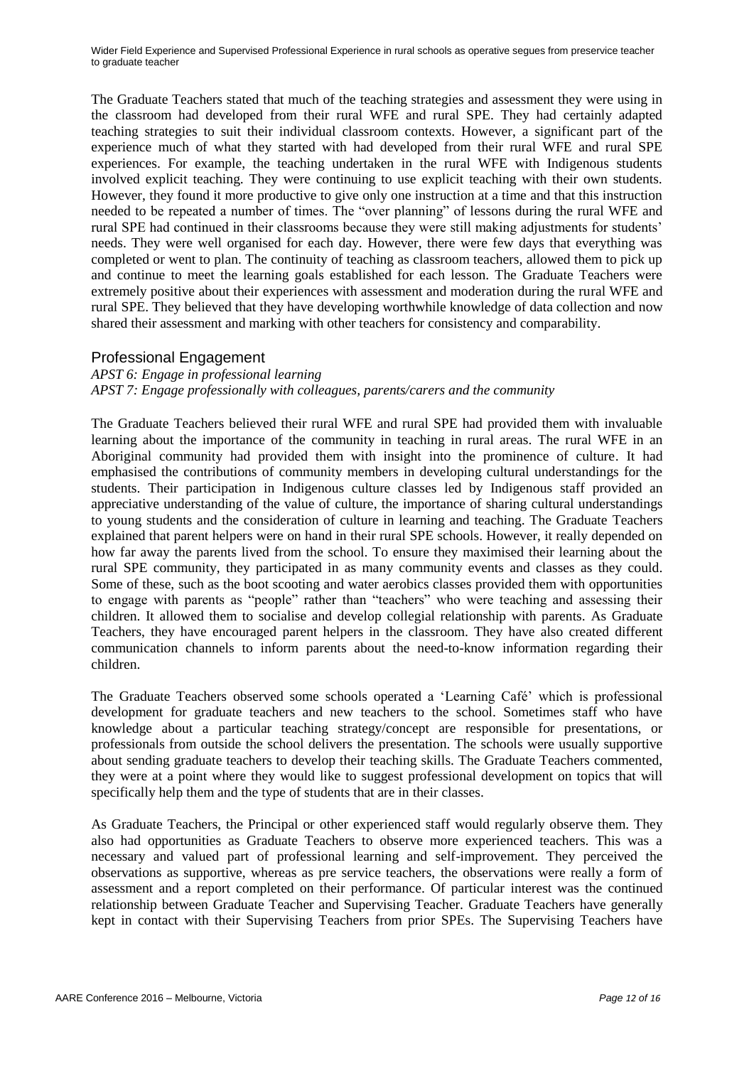The Graduate Teachers stated that much of the teaching strategies and assessment they were using in the classroom had developed from their rural WFE and rural SPE. They had certainly adapted teaching strategies to suit their individual classroom contexts. However, a significant part of the experience much of what they started with had developed from their rural WFE and rural SPE experiences. For example, the teaching undertaken in the rural WFE with Indigenous students involved explicit teaching. They were continuing to use explicit teaching with their own students. However, they found it more productive to give only one instruction at a time and that this instruction needed to be repeated a number of times. The "over planning" of lessons during the rural WFE and rural SPE had continued in their classrooms because they were still making adjustments for students' needs. They were well organised for each day. However, there were few days that everything was completed or went to plan. The continuity of teaching as classroom teachers, allowed them to pick up and continue to meet the learning goals established for each lesson. The Graduate Teachers were extremely positive about their experiences with assessment and moderation during the rural WFE and rural SPE. They believed that they have developing worthwhile knowledge of data collection and now shared their assessment and marking with other teachers for consistency and comparability.

## Professional Engagement

*APST 6: Engage in professional learning*
*APST 7: Engage professionally with colleagues, parents/carers and the community*

The Graduate Teachers believed their rural WFE and rural SPE had provided them with invaluable learning about the importance of the community in teaching in rural areas. The rural WFE in an Aboriginal community had provided them with insight into the prominence of culture. It had emphasised the contributions of community members in developing cultural understandings for the students. Their participation in Indigenous culture classes led by Indigenous staff provided an appreciative understanding of the value of culture, the importance of sharing cultural understandings to young students and the consideration of culture in learning and teaching. The Graduate Teachers explained that parent helpers were on hand in their rural SPE schools. However, it really depended on how far away the parents lived from the school. To ensure they maximised their learning about the rural SPE community, they participated in as many community events and classes as they could. Some of these, such as the boot scooting and water aerobics classes provided them with opportunities to engage with parents as "people" rather than "teachers" who were teaching and assessing their children. It allowed them to socialise and develop collegial relationship with parents. As Graduate Teachers, they have encouraged parent helpers in the classroom. They have also created different communication channels to inform parents about the need-to-know information regarding their children.

The Graduate Teachers observed some schools operated a 'Learning Café' which is professional development for graduate teachers and new teachers to the school. Sometimes staff who have knowledge about a particular teaching strategy/concept are responsible for presentations, or professionals from outside the school delivers the presentation. The schools were usually supportive about sending graduate teachers to develop their teaching skills. The Graduate Teachers commented, they were at a point where they would like to suggest professional development on topics that will specifically help them and the type of students that are in their classes.

As Graduate Teachers, the Principal or other experienced staff would regularly observe them. They also had opportunities as Graduate Teachers to observe more experienced teachers. This was a necessary and valued part of professional learning and self-improvement. They perceived the observations as supportive, whereas as pre service teachers, the observations were really a form of assessment and a report completed on their performance. Of particular interest was the continued relationship between Graduate Teacher and Supervising Teacher. Graduate Teachers have generally kept in contact with their Supervising Teachers from prior SPEs. The Supervising Teachers have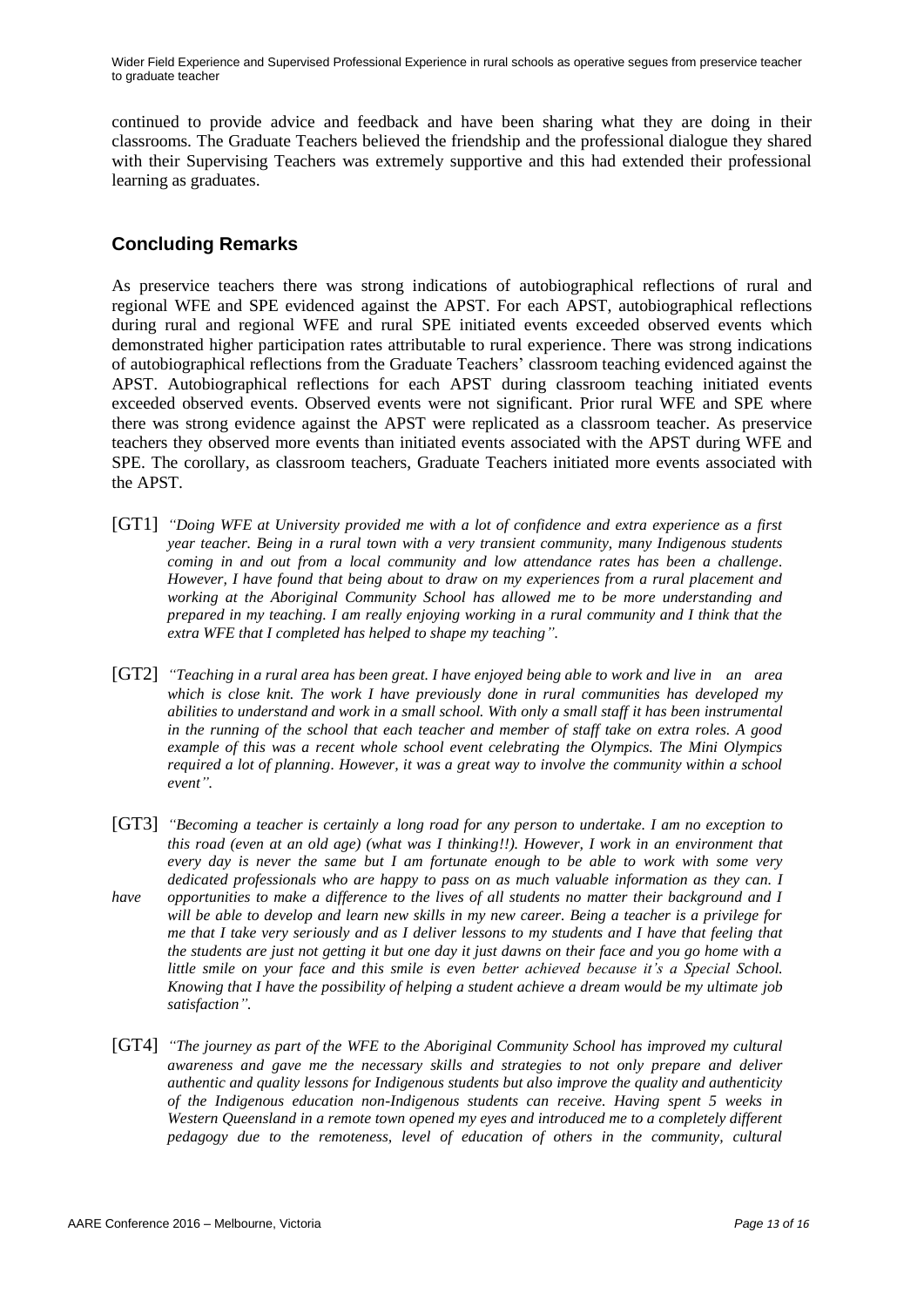continued to provide advice and feedback and have been sharing what they are doing in their classrooms. The Graduate Teachers believed the friendship and the professional dialogue they shared with their Supervising Teachers was extremely supportive and this had extended their professional learning as graduates.

## Concluding Remarks

As preservice teachers there was strong indications of autobiographical reflections of rural and regional WFE and SPE evidenced against the APST. For each APST, autobiographical reflections during rural and regional WFE and rural SPE initiated events exceeded observed events which demonstrated higher participation rates attributable to rural experience. There was strong indications of autobiographical reflections from the Graduate Teachers' classroom teaching evidenced against the APST. Autobiographical reflections for each APST during classroom teaching initiated events exceeded observed events. Observed events were not significant. Prior rural WFE and SPE where there was strong evidence against the APST were replicated as a classroom teacher. As preservice teachers they observed more events than initiated events associated with the APST during WFE and SPE. The corollary, as classroom teachers, Graduate Teachers initiated more events associated with the APST.

[GT1] *"Doing WFE at University provided me with a lot of confidence and extra experience as a first year teacher. Being in a rural town with a very transient community, many Indigenous students coming in and out from a local community and low attendance rates has been a challenge. However, I have found that being about to draw on my experiences from a rural placement and working at the Aboriginal Community School has allowed me to be more understanding and prepared in my teaching. I am really enjoying working in a rural community and I think that the extra WFE that I completed has helped to shape my teaching".*

[GT2] *"Teaching in a rural area has been great. I have enjoyed being able to work and live in an area which is close knit. The work I have previously done in rural communities has developed my abilities to understand and work in a small school. With only a small staff it has been instrumental in the running of the school that each teacher and member of staff take on extra roles. A good example of this was a recent whole school event celebrating the Olympics. The Mini Olympics required a lot of planning. However, it was a great way to involve the community within a school event".*

[GT3] *"Becoming a teacher is certainly a long road for any person to undertake. I am no exception to this road (even at an old age) (what was I thinking!!). However, I work in an environment that every day is never the same but I am fortunate enough to be able to work with some very dedicated professionals who are happy to pass on as much valuable information as they can. I have opportunities to make a difference to the lives of all students no matter their background and I will be able to develop and learn new skills in my new career. Being a teacher is a privilege for me that I take very seriously and as I deliver lessons to my students and I have that feeling that the students are just not getting it but one day it just dawns on their face and you go home with a little smile on your face and this smile is even better achieved because it's a Special School. Knowing that I have the possibility of helping a student achieve a dream would be my ultimate job satisfaction".*

[GT4] *"The journey as part of the WFE to the Aboriginal Community School has improved my cultural awareness and gave me the necessary skills and strategies to not only prepare and deliver authentic and quality lessons for Indigenous students but also improve the quality and authenticity of the Indigenous education non-Indigenous students can receive. Having spent 5 weeks in Western Queensland in a remote town opened my eyes and introduced me to a completely different pedagogy due to the remoteness, level of education of others in the community, cultural*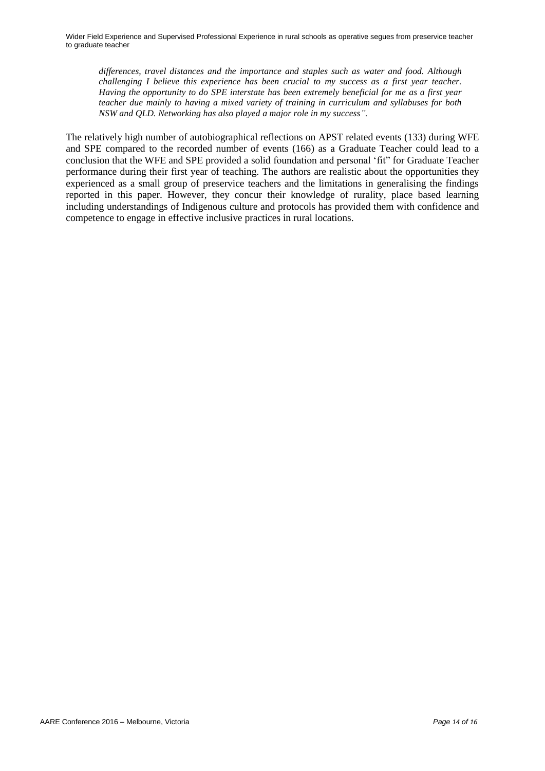*differences, travel distances and the importance and staples such as water and food. Although challenging I believe this experience has been crucial to my success as a first year teacher. Having the opportunity to do SPE interstate has been extremely beneficial for me as a first year teacher due mainly to having a mixed variety of training in curriculum and syllabuses for both NSW and QLD. Networking has also played a major role in my success".*

The relatively high number of autobiographical reflections on APST related events (133) during WFE and SPE compared to the recorded number of events (166) as a Graduate Teacher could lead to a conclusion that the WFE and SPE provided a solid foundation and personal 'fit" for Graduate Teacher performance during their first year of teaching. The authors are realistic about the opportunities they experienced as a small group of preservice teachers and the limitations in generalising the findings reported in this paper. However, they concur their knowledge of rurality, place based learning including understandings of Indigenous culture and protocols has provided them with confidence and competence to engage in effective inclusive practices in rural locations.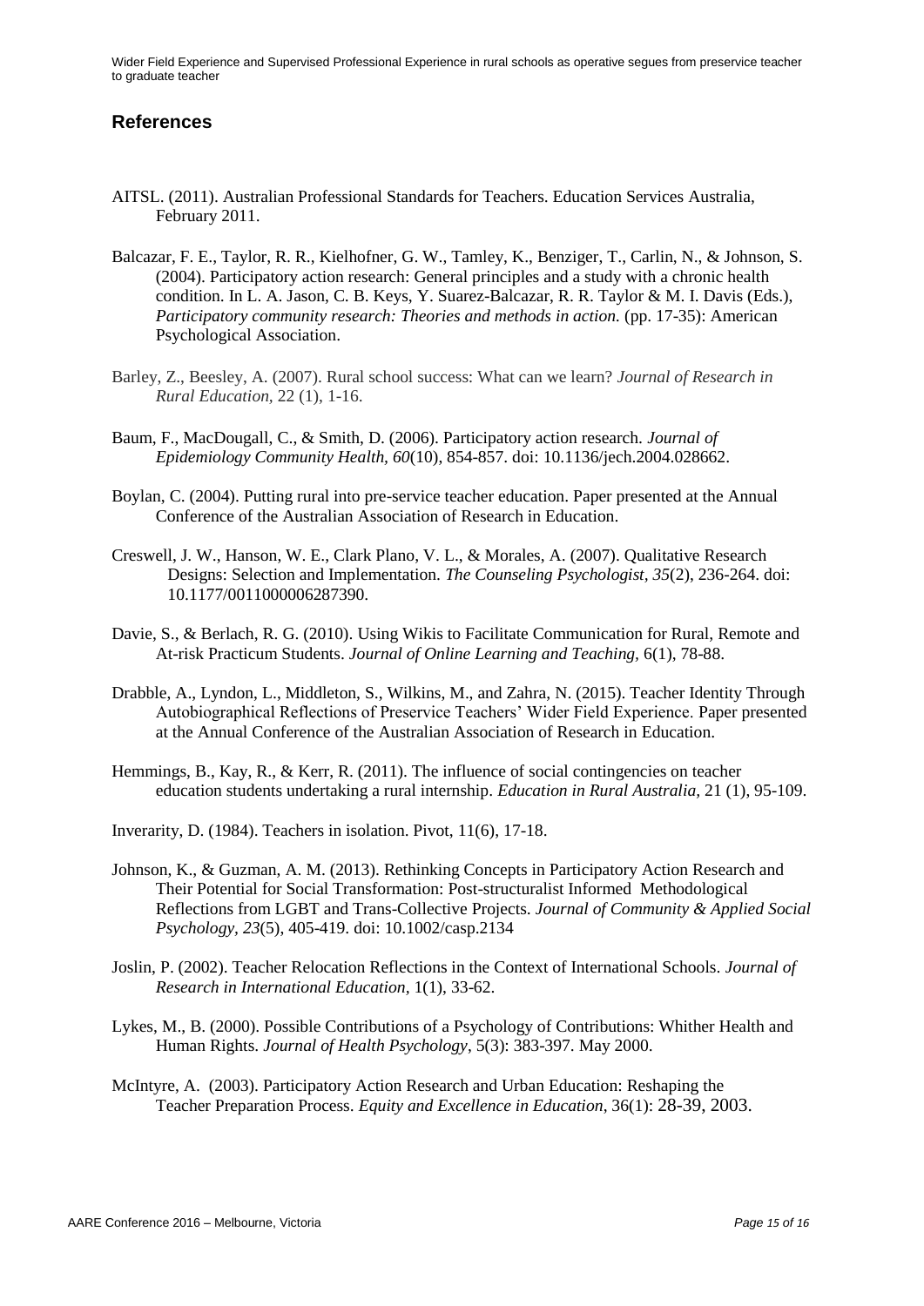## References

AITSL. (2011). Australian Professional Standards for Teachers. Education Services Australia, February 2011.

Balcazar, F. E., Taylor, R. R., Kielhofner, G. W., Tamley, K., Benziger, T., Carlin, N., & Johnson, S. (2004). Participatory action research: General principles and a study with a chronic health condition. In L. A. Jason, C. B. Keys, Y. Suarez-Balcazar, R. R. Taylor & M. I. Davis (Eds.), *Participatory community research: Theories and methods in action.* (pp. 17-35): American Psychological Association.

Barley, Z., Beesley, A. (2007). Rural school success: What can we learn? *Journal of Research in Rural Education,* 22 (1), 1-16.

Baum, F., MacDougall, C., & Smith, D. (2006). Participatory action research. *Journal of Epidemiology Community Health, 60*(10), 854-857. doi: 10.1136/jech.2004.028662.

Boylan, C. (2004). Putting rural into pre-service teacher education. Paper presented at the Annual Conference of the Australian Association of Research in Education.

Creswell, J. W., Hanson, W. E., Clark Plano, V. L., & Morales, A. (2007). Qualitative Research Designs: Selection and Implementation. *The Counseling Psychologist, 35*(2), 236-264. doi: 10.1177/0011000006287390.

Davie, S., & Berlach, R. G. (2010). Using Wikis to Facilitate Communication for Rural, Remote and At-risk Practicum Students. *Journal of Online Learning and Teaching,* 6(1), 78-88.

Drabble, A., Lyndon, L., Middleton, S., Wilkins, M., and Zahra, N. (2015). Teacher Identity Through Autobiographical Reflections of Preservice Teachers' Wider Field Experience. Paper presented at the Annual Conference of the Australian Association of Research in Education.

Hemmings, B., Kay, R., & Kerr, R. (2011). The influence of social contingencies on teacher education students undertaking a rural internship. *Education in Rural Australia,* 21 (1), 95-109.

Inverarity, D. (1984). Teachers in isolation. Pivot, 11(6), 17-18.

Johnson, K., & Guzman, A. M. (2013). Rethinking Concepts in Participatory Action Research and Their Potential for Social Transformation: Post-structuralist Informed Methodological Reflections from LGBT and Trans-Collective Projects. *Journal of Community & Applied Social Psychology, 23*(5), 405-419. doi: 10.1002/casp.2134

Joslin, P. (2002). Teacher Relocation Reflections in the Context of International Schools. *Journal of Research in International Education,* 1(1), 33-62.

Lykes, M., B. (2000). Possible Contributions of a Psychology of Contributions: Whither Health and Human Rights. *Journal of Health Psychology*, 5(3): 383-397. May 2000.

McIntyre, A. (2003). Participatory Action Research and Urban Education: Reshaping the Teacher Preparation Process. *Equity and Excellence in Education*, 36(1): 28-39, 2003.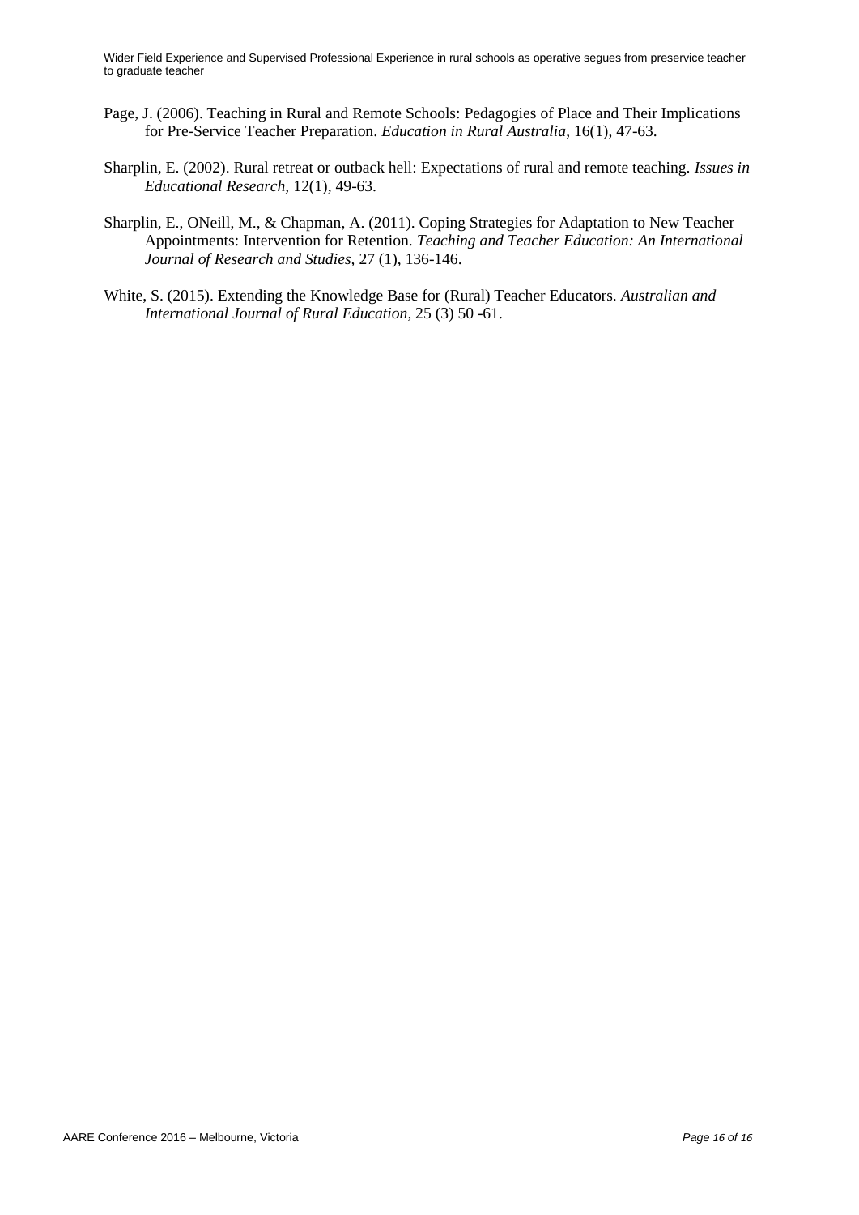Page, J. (2006). Teaching in Rural and Remote Schools: Pedagogies of Place and Their Implications for Pre-Service Teacher Preparation. *Education in Rural Australia*, 16(1), 47-63.

Sharplin, E. (2002). Rural retreat or outback hell: Expectations of rural and remote teaching. *Issues in Educational Research,* 12(1), 49-63.

Sharplin, E., ONeill, M., & Chapman, A. (2011). Coping Strategies for Adaptation to New Teacher Appointments: Intervention for Retention. *Teaching and Teacher Education: An International Journal of Research and Studies,* 27 (1), 136-146.

White, S. (2015). Extending the Knowledge Base for (Rural) Teacher Educators. *Australian and International Journal of Rural Education,* 25 (3) 50 -61.